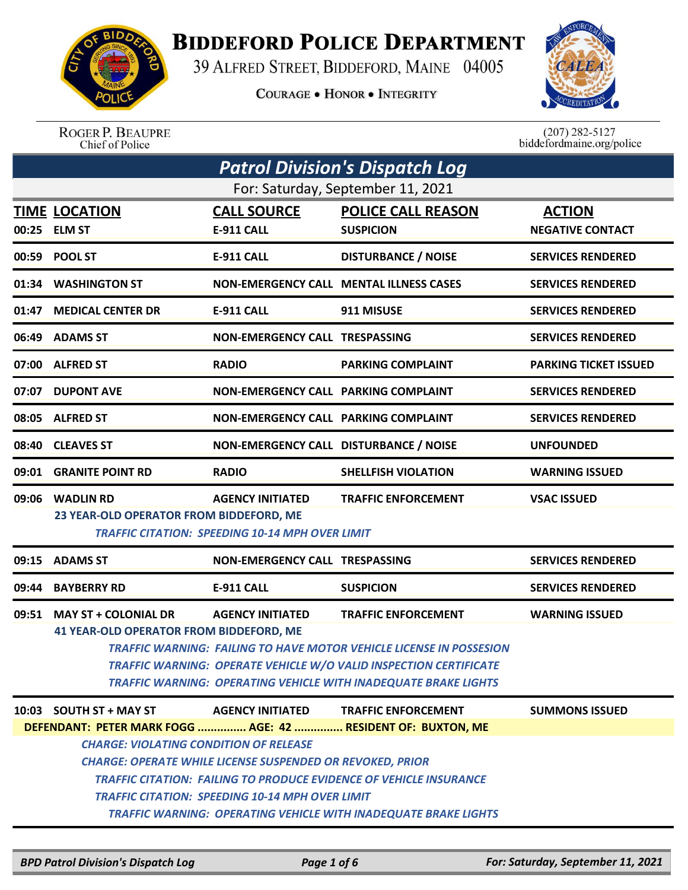# BIDDEFORD POLICE DEPARTMENT

39 ALFRED STREET, BIDDEFORD, MAINE 04005

COURAGE • HONOR • INTEGRITY

ROGER P. BEAUPRE
Chief of Police

(207) 282-5127
biddefordmaine.org/police

## Patrol Division's Dispatch Log

For: Saturday, September 11, 2021

| TIME | LOCATION | CALL SOURCE | POLICE CALL REASON | ACTION |
|---|---|---|---|---|
| 00:25 | ELM ST | E-911 CALL | SUSPICION | NEGATIVE CONTACT |
| 00:59 | POOL ST | E-911 CALL | DISTURBANCE / NOISE | SERVICES RENDERED |
| 01:34 | WASHINGTON ST | NON-EMERGENCY CALL | MENTAL ILLNESS CASES | SERVICES RENDERED |
| 01:47 | MEDICAL CENTER DR | E-911 CALL | 911 MISUSE | SERVICES RENDERED |
| 06:49 | ADAMS ST | NON-EMERGENCY CALL | TRESPASSING | SERVICES RENDERED |
| 07:00 | ALFRED ST | RADIO | PARKING COMPLAINT | PARKING TICKET ISSUED |
| 07:07 | DUPONT AVE | NON-EMERGENCY CALL | PARKING COMPLAINT | SERVICES RENDERED |
| 08:05 | ALFRED ST | NON-EMERGENCY CALL | PARKING COMPLAINT | SERVICES RENDERED |
| 08:40 | CLEAVES ST | NON-EMERGENCY CALL | DISTURBANCE / NOISE | UNFOUNDED |
| 09:01 | GRANITE POINT RD | RADIO | SHELLFISH VIOLATION | WARNING ISSUED |
| 09:06 | WADLIN RD | AGENCY INITIATED | TRAFFIC ENFORCEMENT | VSAC ISSUED |

23 YEAR-OLD OPERATOR FROM BIDDEFORD, ME

*TRAFFIC CITATION: SPEEDING 10-14 MPH OVER LIMIT*

| TIME | LOCATION | CALL SOURCE | POLICE CALL REASON | ACTION |
|---|---|---|---|---|
| 09:15 | ADAMS ST | NON-EMERGENCY CALL | TRESPASSING | SERVICES RENDERED |
| 09:44 | BAYBERRY RD | E-911 CALL | SUSPICION | SERVICES RENDERED |
| 09:51 | MAY ST + COLONIAL DR | AGENCY INITIATED | TRAFFIC ENFORCEMENT | WARNING ISSUED |

41 YEAR-OLD OPERATOR FROM BIDDEFORD, ME

*TRAFFIC WARNING: FAILING TO HAVE MOTOR VEHICLE LICENSE IN POSSESION*
*TRAFFIC WARNING: OPERATE VEHICLE W/O VALID INSPECTION CERTIFICATE*
*TRAFFIC WARNING: OPERATING VEHICLE WITH INADEQUATE BRAKE LIGHTS*

| TIME | LOCATION | CALL SOURCE | POLICE CALL REASON | ACTION |
|---|---|---|---|---|
| 10:03 | SOUTH ST + MAY ST | AGENCY INITIATED | TRAFFIC ENFORCEMENT | SUMMONS ISSUED |

DEFENDANT: PETER MARK FOGG ............... AGE: 42 ............... RESIDENT OF: BUXTON, ME

*CHARGE: VIOLATING CONDITION OF RELEASE*
*CHARGE: OPERATE WHILE LICENSE SUSPENDED OR REVOKED, PRIOR*
*TRAFFIC CITATION: FAILING TO PRODUCE EVIDENCE OF VEHICLE INSURANCE*
*TRAFFIC CITATION: SPEEDING 10-14 MPH OVER LIMIT*
*TRAFFIC WARNING: OPERATING VEHICLE WITH INADEQUATE BRAKE LIGHTS*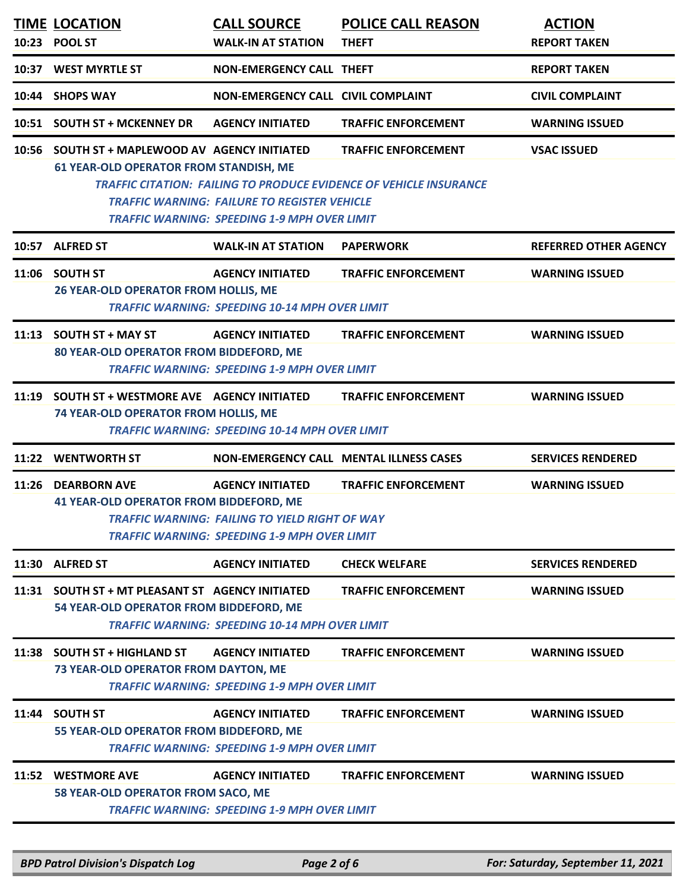| TIME | LOCATION | CALL SOURCE | POLICE CALL REASON | ACTION |
|---|---|---|---|---|
| 10:23 | POOL ST | WALK-IN AT STATION | THEFT | REPORT TAKEN |
| 10:37 | WEST MYRTLE ST | NON-EMERGENCY CALL | THEFT | REPORT TAKEN |
| 10:44 | SHOPS WAY | NON-EMERGENCY CALL | CIVIL COMPLAINT | CIVIL COMPLAINT |
| 10:51 | SOUTH ST + MCKENNEY DR | AGENCY INITIATED | TRAFFIC ENFORCEMENT | WARNING ISSUED |
| 10:56 | SOUTH ST + MAPLEWOOD AV | AGENCY INITIATED | TRAFFIC ENFORCEMENT | VSAC ISSUED |
| | 61 YEAR-OLD OPERATOR FROM STANDISH, ME | | | |
| | *TRAFFIC CITATION: FAILING TO PRODUCE EVIDENCE OF VEHICLE INSURANCE* | | | |
| | *TRAFFIC WARNING: FAILURE TO REGISTER VEHICLE* | | | |
| | *TRAFFIC WARNING: SPEEDING 1-9 MPH OVER LIMIT* | | | |
| 10:57 | ALFRED ST | WALK-IN AT STATION | PAPERWORK | REFERRED OTHER AGENCY |
| 11:06 | SOUTH ST | AGENCY INITIATED | TRAFFIC ENFORCEMENT | WARNING ISSUED |
| | 26 YEAR-OLD OPERATOR FROM HOLLIS, ME | | | |
| | *TRAFFIC WARNING: SPEEDING 10-14 MPH OVER LIMIT* | | | |
| 11:13 | SOUTH ST + MAY ST | AGENCY INITIATED | TRAFFIC ENFORCEMENT | WARNING ISSUED |
| | 80 YEAR-OLD OPERATOR FROM BIDDEFORD, ME | | | |
| | *TRAFFIC WARNING: SPEEDING 1-9 MPH OVER LIMIT* | | | |
| 11:19 | SOUTH ST + WESTMORE AVE | AGENCY INITIATED | TRAFFIC ENFORCEMENT | WARNING ISSUED |
| | 74 YEAR-OLD OPERATOR FROM HOLLIS, ME | | | |
| | *TRAFFIC WARNING: SPEEDING 10-14 MPH OVER LIMIT* | | | |
| 11:22 | WENTWORTH ST | NON-EMERGENCY CALL | MENTAL ILLNESS CASES | SERVICES RENDERED |
| 11:26 | DEARBORN AVE | AGENCY INITIATED | TRAFFIC ENFORCEMENT | WARNING ISSUED |
| | 41 YEAR-OLD OPERATOR FROM BIDDEFORD, ME | | | |
| | *TRAFFIC WARNING: FAILING TO YIELD RIGHT OF WAY* | | | |
| | *TRAFFIC WARNING: SPEEDING 1-9 MPH OVER LIMIT* | | | |
| 11:30 | ALFRED ST | AGENCY INITIATED | CHECK WELFARE | SERVICES RENDERED |
| 11:31 | SOUTH ST + MT PLEASANT ST | AGENCY INITIATED | TRAFFIC ENFORCEMENT | WARNING ISSUED |
| | 54 YEAR-OLD OPERATOR FROM BIDDEFORD, ME | | | |
| | *TRAFFIC WARNING: SPEEDING 10-14 MPH OVER LIMIT* | | | |
| 11:38 | SOUTH ST + HIGHLAND ST | AGENCY INITIATED | TRAFFIC ENFORCEMENT | WARNING ISSUED |
| | 73 YEAR-OLD OPERATOR FROM DAYTON, ME | | | |
| | *TRAFFIC WARNING: SPEEDING 1-9 MPH OVER LIMIT* | | | |
| 11:44 | SOUTH ST | AGENCY INITIATED | TRAFFIC ENFORCEMENT | WARNING ISSUED |
| | 55 YEAR-OLD OPERATOR FROM BIDDEFORD, ME | | | |
| | *TRAFFIC WARNING: SPEEDING 1-9 MPH OVER LIMIT* | | | |
| 11:52 | WESTMORE AVE | AGENCY INITIATED | TRAFFIC ENFORCEMENT | WARNING ISSUED |
| | 58 YEAR-OLD OPERATOR FROM SACO, ME | | | |
| | *TRAFFIC WARNING: SPEEDING 1-9 MPH OVER LIMIT* | | | |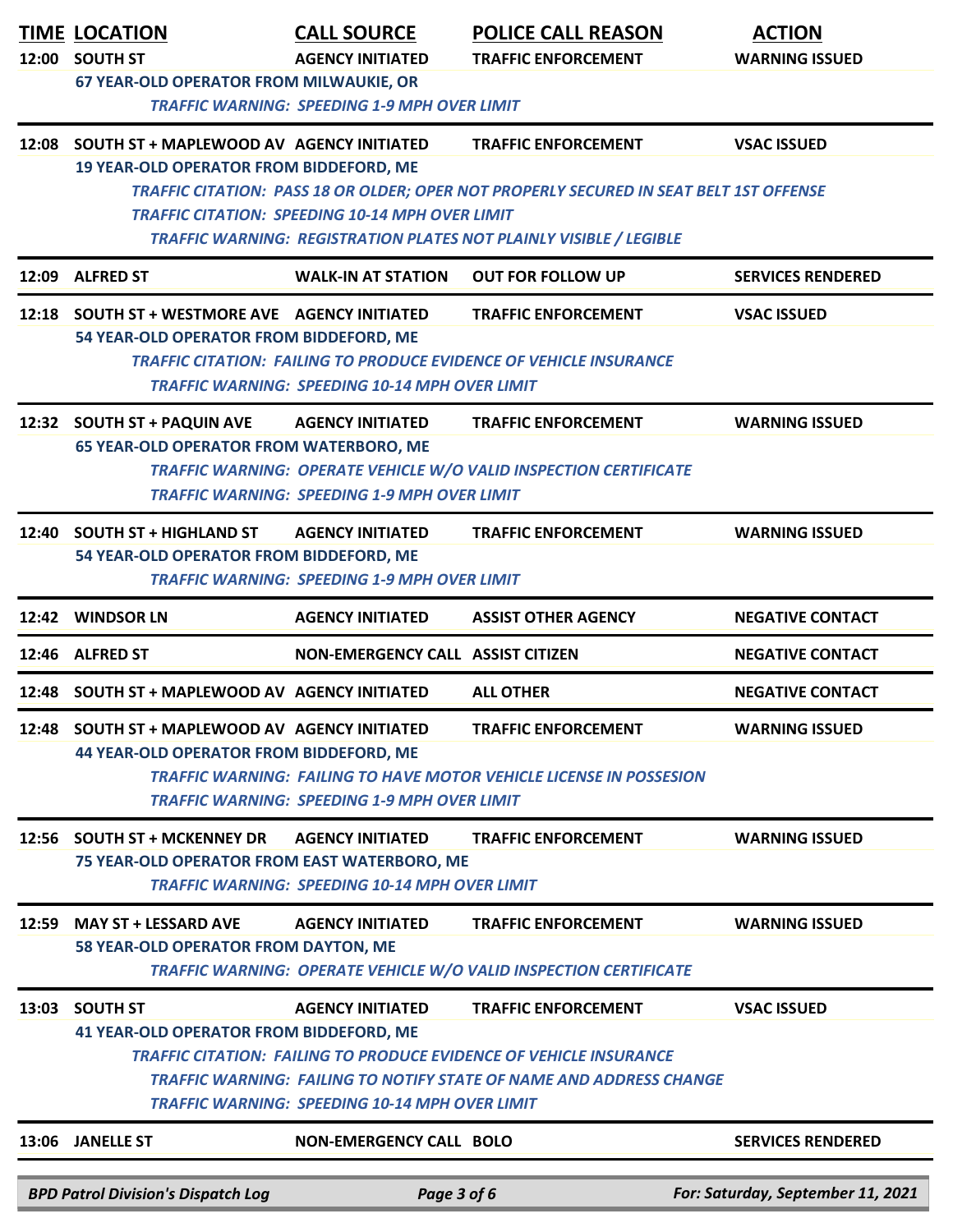| TIME | LOCATION | CALL SOURCE | POLICE CALL REASON | ACTION |
|---|---|---|---|---|
| 12:00 | SOUTH ST | AGENCY INITIATED | TRAFFIC ENFORCEMENT | WARNING ISSUED |
| | 67 YEAR-OLD OPERATOR FROM MILWAUKIE, OR<br>*TRAFFIC WARNING: SPEEDING 1-9 MPH OVER LIMIT* | | | |
| 12:08 | SOUTH ST + MAPLEWOOD AV | AGENCY INITIATED | TRAFFIC ENFORCEMENT | VSAC ISSUED |
| | 19 YEAR-OLD OPERATOR FROM BIDDEFORD, ME<br>*TRAFFIC CITATION: PASS 18 OR OLDER; OPER NOT PROPERLY SECURED IN SEAT BELT 1ST OFFENSE*<br>*TRAFFIC CITATION: SPEEDING 10-14 MPH OVER LIMIT*<br>*TRAFFIC WARNING: REGISTRATION PLATES NOT PLAINLY VISIBLE / LEGIBLE* | | | |
| 12:09 | ALFRED ST | WALK-IN AT STATION | OUT FOR FOLLOW UP | SERVICES RENDERED |
| 12:18 | SOUTH ST + WESTMORE AVE | AGENCY INITIATED | TRAFFIC ENFORCEMENT | VSAC ISSUED |
| | 54 YEAR-OLD OPERATOR FROM BIDDEFORD, ME<br>*TRAFFIC CITATION: FAILING TO PRODUCE EVIDENCE OF VEHICLE INSURANCE*<br>*TRAFFIC WARNING: SPEEDING 10-14 MPH OVER LIMIT* | | | |
| 12:32 | SOUTH ST + PAQUIN AVE | AGENCY INITIATED | TRAFFIC ENFORCEMENT | WARNING ISSUED |
| | 65 YEAR-OLD OPERATOR FROM WATERBORO, ME<br>*TRAFFIC WARNING: OPERATE VEHICLE W/O VALID INSPECTION CERTIFICATE*<br>*TRAFFIC WARNING: SPEEDING 1-9 MPH OVER LIMIT* | | | |
| 12:40 | SOUTH ST + HIGHLAND ST | AGENCY INITIATED | TRAFFIC ENFORCEMENT | WARNING ISSUED |
| | 54 YEAR-OLD OPERATOR FROM BIDDEFORD, ME<br>*TRAFFIC WARNING: SPEEDING 1-9 MPH OVER LIMIT* | | | |
| 12:42 | WINDSOR LN | AGENCY INITIATED | ASSIST OTHER AGENCY | NEGATIVE CONTACT |
| 12:46 | ALFRED ST | NON-EMERGENCY CALL | ASSIST CITIZEN | NEGATIVE CONTACT |
| 12:48 | SOUTH ST + MAPLEWOOD AV | AGENCY INITIATED | ALL OTHER | NEGATIVE CONTACT |
| 12:48 | SOUTH ST + MAPLEWOOD AV | AGENCY INITIATED | TRAFFIC ENFORCEMENT | WARNING ISSUED |
| | 44 YEAR-OLD OPERATOR FROM BIDDEFORD, ME<br>*TRAFFIC WARNING: FAILING TO HAVE MOTOR VEHICLE LICENSE IN POSSESION*<br>*TRAFFIC WARNING: SPEEDING 1-9 MPH OVER LIMIT* | | | |
| 12:56 | SOUTH ST + MCKENNEY DR | AGENCY INITIATED | TRAFFIC ENFORCEMENT | WARNING ISSUED |
| | 75 YEAR-OLD OPERATOR FROM EAST WATERBORO, ME<br>*TRAFFIC WARNING: SPEEDING 10-14 MPH OVER LIMIT* | | | |
| 12:59 | MAY ST + LESSARD AVE | AGENCY INITIATED | TRAFFIC ENFORCEMENT | WARNING ISSUED |
| | 58 YEAR-OLD OPERATOR FROM DAYTON, ME<br>*TRAFFIC WARNING: OPERATE VEHICLE W/O VALID INSPECTION CERTIFICATE* | | | |
| 13:03 | SOUTH ST | AGENCY INITIATED | TRAFFIC ENFORCEMENT | VSAC ISSUED |
| | 41 YEAR-OLD OPERATOR FROM BIDDEFORD, ME<br>*TRAFFIC CITATION: FAILING TO PRODUCE EVIDENCE OF VEHICLE INSURANCE*<br>*TRAFFIC WARNING: FAILING TO NOTIFY STATE OF NAME AND ADDRESS CHANGE*<br>*TRAFFIC WARNING: SPEEDING 10-14 MPH OVER LIMIT* | | | |
| 13:06 | JANELLE ST | NON-EMERGENCY CALL | BOLO | SERVICES RENDERED |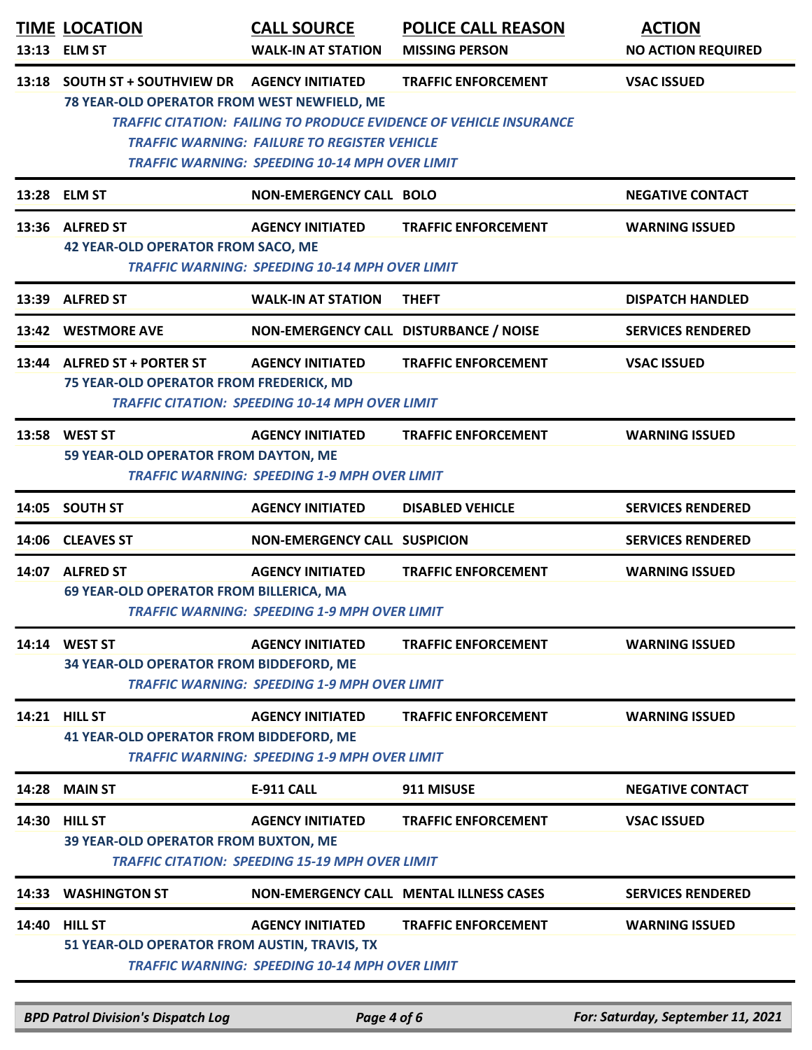| TIME | LOCATION | CALL SOURCE | POLICE CALL REASON | ACTION |
|---|---|---|---|---|
| 13:13 | ELM ST | WALK-IN AT STATION | MISSING PERSON | NO ACTION REQUIRED |
| 13:18 | SOUTH ST + SOUTHVIEW DR | AGENCY INITIATED | TRAFFIC ENFORCEMENT | VSAC ISSUED |

78 YEAR-OLD OPERATOR FROM WEST NEWFIELD, ME

*TRAFFIC CITATION: FAILING TO PRODUCE EVIDENCE OF VEHICLE INSURANCE*
*TRAFFIC WARNING: FAILURE TO REGISTER VEHICLE*
*TRAFFIC WARNING: SPEEDING 10-14 MPH OVER LIMIT*

| TIME | LOCATION | CALL SOURCE | POLICE CALL REASON | ACTION |
|---|---|---|---|---|
| 13:28 | ELM ST | NON-EMERGENCY CALL | BOLO | NEGATIVE CONTACT |
| 13:36 | ALFRED ST | AGENCY INITIATED | TRAFFIC ENFORCEMENT | WARNING ISSUED |

42 YEAR-OLD OPERATOR FROM SACO, ME

*TRAFFIC WARNING: SPEEDING 10-14 MPH OVER LIMIT*

| TIME | LOCATION | CALL SOURCE | POLICE CALL REASON | ACTION |
|---|---|---|---|---|
| 13:39 | ALFRED ST | WALK-IN AT STATION | THEFT | DISPATCH HANDLED |
| 13:42 | WESTMORE AVE | NON-EMERGENCY CALL | DISTURBANCE / NOISE | SERVICES RENDERED |
| 13:44 | ALFRED ST + PORTER ST | AGENCY INITIATED | TRAFFIC ENFORCEMENT | VSAC ISSUED |

75 YEAR-OLD OPERATOR FROM FREDERICK, MD

*TRAFFIC CITATION: SPEEDING 10-14 MPH OVER LIMIT*

| TIME | LOCATION | CALL SOURCE | POLICE CALL REASON | ACTION |
|---|---|---|---|---|
| 13:58 | WEST ST | AGENCY INITIATED | TRAFFIC ENFORCEMENT | WARNING ISSUED |

59 YEAR-OLD OPERATOR FROM DAYTON, ME

*TRAFFIC WARNING: SPEEDING 1-9 MPH OVER LIMIT*

| TIME | LOCATION | CALL SOURCE | POLICE CALL REASON | ACTION |
|---|---|---|---|---|
| 14:05 | SOUTH ST | AGENCY INITIATED | DISABLED VEHICLE | SERVICES RENDERED |
| 14:06 | CLEAVES ST | NON-EMERGENCY CALL | SUSPICION | SERVICES RENDERED |
| 14:07 | ALFRED ST | AGENCY INITIATED | TRAFFIC ENFORCEMENT | WARNING ISSUED |

69 YEAR-OLD OPERATOR FROM BILLERICA, MA

*TRAFFIC WARNING: SPEEDING 1-9 MPH OVER LIMIT*

| TIME | LOCATION | CALL SOURCE | POLICE CALL REASON | ACTION |
|---|---|---|---|---|
| 14:14 | WEST ST | AGENCY INITIATED | TRAFFIC ENFORCEMENT | WARNING ISSUED |

34 YEAR-OLD OPERATOR FROM BIDDEFORD, ME

*TRAFFIC WARNING: SPEEDING 1-9 MPH OVER LIMIT*

| TIME | LOCATION | CALL SOURCE | POLICE CALL REASON | ACTION |
|---|---|---|---|---|
| 14:21 | HILL ST | AGENCY INITIATED | TRAFFIC ENFORCEMENT | WARNING ISSUED |

41 YEAR-OLD OPERATOR FROM BIDDEFORD, ME

*TRAFFIC WARNING: SPEEDING 1-9 MPH OVER LIMIT*

| TIME | LOCATION | CALL SOURCE | POLICE CALL REASON | ACTION |
|---|---|---|---|---|
| 14:28 | MAIN ST | E-911 CALL | 911 MISUSE | NEGATIVE CONTACT |
| 14:30 | HILL ST | AGENCY INITIATED | TRAFFIC ENFORCEMENT | VSAC ISSUED |

39 YEAR-OLD OPERATOR FROM BUXTON, ME

*TRAFFIC CITATION: SPEEDING 15-19 MPH OVER LIMIT*

| TIME | LOCATION | CALL SOURCE | POLICE CALL REASON | ACTION |
|---|---|---|---|---|
| 14:33 | WASHINGTON ST | NON-EMERGENCY CALL | MENTAL ILLNESS CASES | SERVICES RENDERED |
| 14:40 | HILL ST | AGENCY INITIATED | TRAFFIC ENFORCEMENT | WARNING ISSUED |

51 YEAR-OLD OPERATOR FROM AUSTIN, TRAVIS, TX

*TRAFFIC WARNING: SPEEDING 10-14 MPH OVER LIMIT*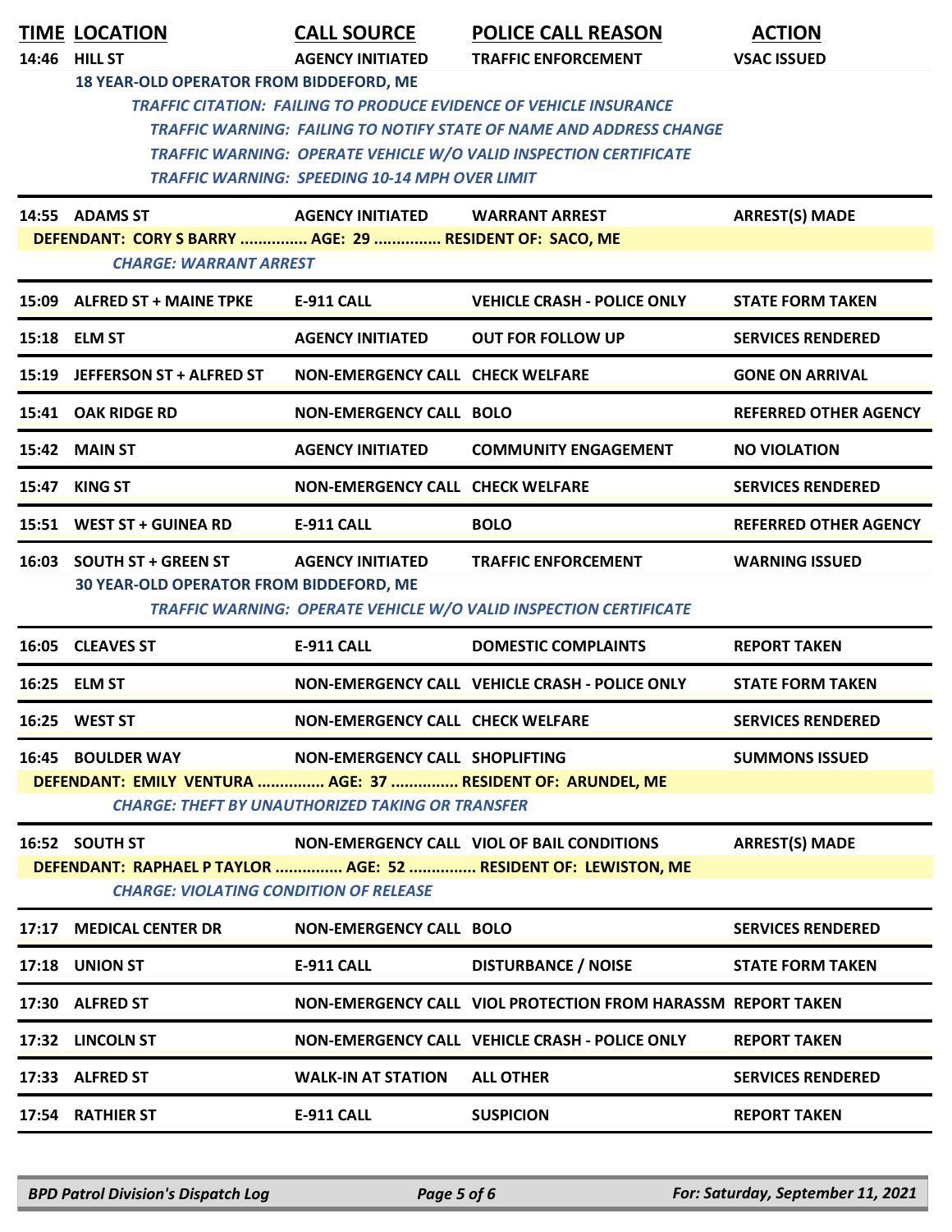| TIME | LOCATION | CALL SOURCE | POLICE CALL REASON | ACTION |
|---|---|---|---|---|
| 14:46 | HILL ST | AGENCY INITIATED | TRAFFIC ENFORCEMENT | VSAC ISSUED |
| | 18 YEAR-OLD OPERATOR FROM BIDDEFORD, ME | | | |
| | TRAFFIC CITATION: FAILING TO PRODUCE EVIDENCE OF VEHICLE INSURANCE | | | |
| | TRAFFIC WARNING: FAILING TO NOTIFY STATE OF NAME AND ADDRESS CHANGE | | | |
| | TRAFFIC WARNING: OPERATE VEHICLE W/O VALID INSPECTION CERTIFICATE | | | |
| | TRAFFIC WARNING: SPEEDING 10-14 MPH OVER LIMIT | | | |
| 14:55 | ADAMS ST | AGENCY INITIATED | WARRANT ARREST | ARREST(S) MADE |
| | DEFENDANT: CORY S BARRY ............... AGE: 29 ............... RESIDENT OF: SACO, ME | | | |
| | CHARGE: WARRANT ARREST | | | |
| 15:09 | ALFRED ST + MAINE TPKE | E-911 CALL | VEHICLE CRASH - POLICE ONLY | STATE FORM TAKEN |
| 15:18 | ELM ST | AGENCY INITIATED | OUT FOR FOLLOW UP | SERVICES RENDERED |
| 15:19 | JEFFERSON ST + ALFRED ST | NON-EMERGENCY CALL | CHECK WELFARE | GONE ON ARRIVAL |
| 15:41 | OAK RIDGE RD | NON-EMERGENCY CALL | BOLO | REFERRED OTHER AGENCY |
| 15:42 | MAIN ST | AGENCY INITIATED | COMMUNITY ENGAGEMENT | NO VIOLATION |
| 15:47 | KING ST | NON-EMERGENCY CALL | CHECK WELFARE | SERVICES RENDERED |
| 15:51 | WEST ST + GUINEA RD | E-911 CALL | BOLO | REFERRED OTHER AGENCY |
| 16:03 | SOUTH ST + GREEN ST | AGENCY INITIATED | TRAFFIC ENFORCEMENT | WARNING ISSUED |
| | 30 YEAR-OLD OPERATOR FROM BIDDEFORD, ME | | | |
| | TRAFFIC WARNING: OPERATE VEHICLE W/O VALID INSPECTION CERTIFICATE | | | |
| 16:05 | CLEAVES ST | E-911 CALL | DOMESTIC COMPLAINTS | REPORT TAKEN |
| 16:25 | ELM ST | NON-EMERGENCY CALL | VEHICLE CRASH - POLICE ONLY | STATE FORM TAKEN |
| 16:25 | WEST ST | NON-EMERGENCY CALL | CHECK WELFARE | SERVICES RENDERED |
| 16:45 | BOULDER WAY | NON-EMERGENCY CALL | SHOPLIFTING | SUMMONS ISSUED |
| | DEFENDANT: EMILY VENTURA ............... AGE: 37 ............... RESIDENT OF: ARUNDEL, ME | | | |
| | CHARGE: THEFT BY UNAUTHORIZED TAKING OR TRANSFER | | | |
| 16:52 | SOUTH ST | NON-EMERGENCY CALL | VIOL OF BAIL CONDITIONS | ARREST(S) MADE |
| | DEFENDANT: RAPHAEL P TAYLOR ............... AGE: 52 ............... RESIDENT OF: LEWISTON, ME | | | |
| | CHARGE: VIOLATING CONDITION OF RELEASE | | | |
| 17:17 | MEDICAL CENTER DR | NON-EMERGENCY CALL | BOLO | SERVICES RENDERED |
| 17:18 | UNION ST | E-911 CALL | DISTURBANCE / NOISE | STATE FORM TAKEN |
| 17:30 | ALFRED ST | NON-EMERGENCY CALL | VIOL PROTECTION FROM HARASSM | REPORT TAKEN |
| 17:32 | LINCOLN ST | NON-EMERGENCY CALL | VEHICLE CRASH - POLICE ONLY | REPORT TAKEN |
| 17:33 | ALFRED ST | WALK-IN AT STATION | ALL OTHER | SERVICES RENDERED |
| 17:54 | RATHIER ST | E-911 CALL | SUSPICION | REPORT TAKEN |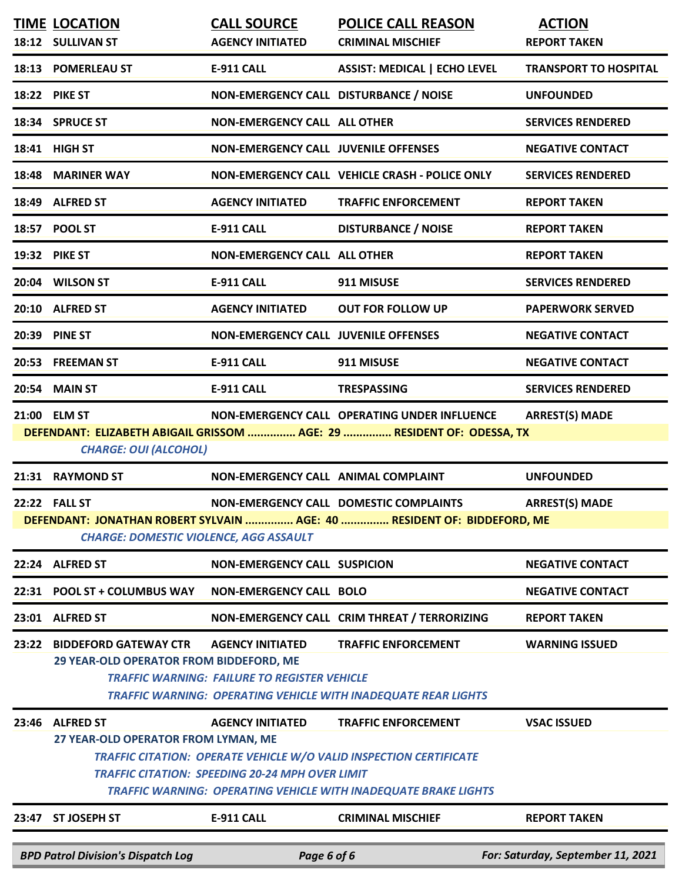| TIME | LOCATION | CALL SOURCE | POLICE CALL REASON | ACTION |
|---|---|---|---|---|
| 18:12 | SULLIVAN ST | AGENCY INITIATED | CRIMINAL MISCHIEF | REPORT TAKEN |
| 18:13 | POMERLEAU ST | E-911 CALL | ASSIST: MEDICAL \| ECHO LEVEL | TRANSPORT TO HOSPITAL |
| 18:22 | PIKE ST | NON-EMERGENCY CALL | DISTURBANCE / NOISE | UNFOUNDED |
| 18:34 | SPRUCE ST | NON-EMERGENCY CALL | ALL OTHER | SERVICES RENDERED |
| 18:41 | HIGH ST | NON-EMERGENCY CALL | JUVENILE OFFENSES | NEGATIVE CONTACT |
| 18:48 | MARINER WAY | NON-EMERGENCY CALL | VEHICLE CRASH - POLICE ONLY | SERVICES RENDERED |
| 18:49 | ALFRED ST | AGENCY INITIATED | TRAFFIC ENFORCEMENT | REPORT TAKEN |
| 18:57 | POOL ST | E-911 CALL | DISTURBANCE / NOISE | REPORT TAKEN |
| 19:32 | PIKE ST | NON-EMERGENCY CALL | ALL OTHER | REPORT TAKEN |
| 20:04 | WILSON ST | E-911 CALL | 911 MISUSE | SERVICES RENDERED |
| 20:10 | ALFRED ST | AGENCY INITIATED | OUT FOR FOLLOW UP | PAPERWORK SERVED |
| 20:39 | PINE ST | NON-EMERGENCY CALL | JUVENILE OFFENSES | NEGATIVE CONTACT |
| 20:53 | FREEMAN ST | E-911 CALL | 911 MISUSE | NEGATIVE CONTACT |
| 20:54 | MAIN ST | E-911 CALL | TRESPASSING | SERVICES RENDERED |
| 21:00 | ELM ST | NON-EMERGENCY CALL | OPERATING UNDER INFLUENCE | ARREST(S) MADE |
| | DEFENDANT: ELIZABETH ABIGAIL GRISSOM ............... AGE: 29 ............... RESIDENT OF: ODESSA, TX | | | |
| | *CHARGE: OUI (ALCOHOL)* | | | |
| 21:31 | RAYMOND ST | NON-EMERGENCY CALL | ANIMAL COMPLAINT | UNFOUNDED |
| 22:22 | FALL ST | NON-EMERGENCY CALL | DOMESTIC COMPLAINTS | ARREST(S) MADE |
| | DEFENDANT: JONATHAN ROBERT SYLVAIN ............... AGE: 40 ............... RESIDENT OF: BIDDEFORD, ME | | | |
| | *CHARGE: DOMESTIC VIOLENCE, AGG ASSAULT* | | | |
| 22:24 | ALFRED ST | NON-EMERGENCY CALL | SUSPICION | NEGATIVE CONTACT |
| 22:31 | POOL ST + COLUMBUS WAY | NON-EMERGENCY CALL | BOLO | NEGATIVE CONTACT |
| 23:01 | ALFRED ST | NON-EMERGENCY CALL | CRIM THREAT / TERRORIZING | REPORT TAKEN |
| 23:22 | BIDDEFORD GATEWAY CTR | AGENCY INITIATED | TRAFFIC ENFORCEMENT | WARNING ISSUED |
| | 29 YEAR-OLD OPERATOR FROM BIDDEFORD, ME | | | |
| | *TRAFFIC WARNING: FAILURE TO REGISTER VEHICLE* | | | |
| | *TRAFFIC WARNING: OPERATING VEHICLE WITH INADEQUATE REAR LIGHTS* | | | |
| 23:46 | ALFRED ST | AGENCY INITIATED | TRAFFIC ENFORCEMENT | VSAC ISSUED |
| | 27 YEAR-OLD OPERATOR FROM LYMAN, ME | | | |
| | *TRAFFIC CITATION: OPERATE VEHICLE W/O VALID INSPECTION CERTIFICATE* | | | |
| | *TRAFFIC CITATION: SPEEDING 20-24 MPH OVER LIMIT* | | | |
| | *TRAFFIC WARNING: OPERATING VEHICLE WITH INADEQUATE BRAKE LIGHTS* | | | |
| 23:47 | ST JOSEPH ST | E-911 CALL | CRIMINAL MISCHIEF | REPORT TAKEN |